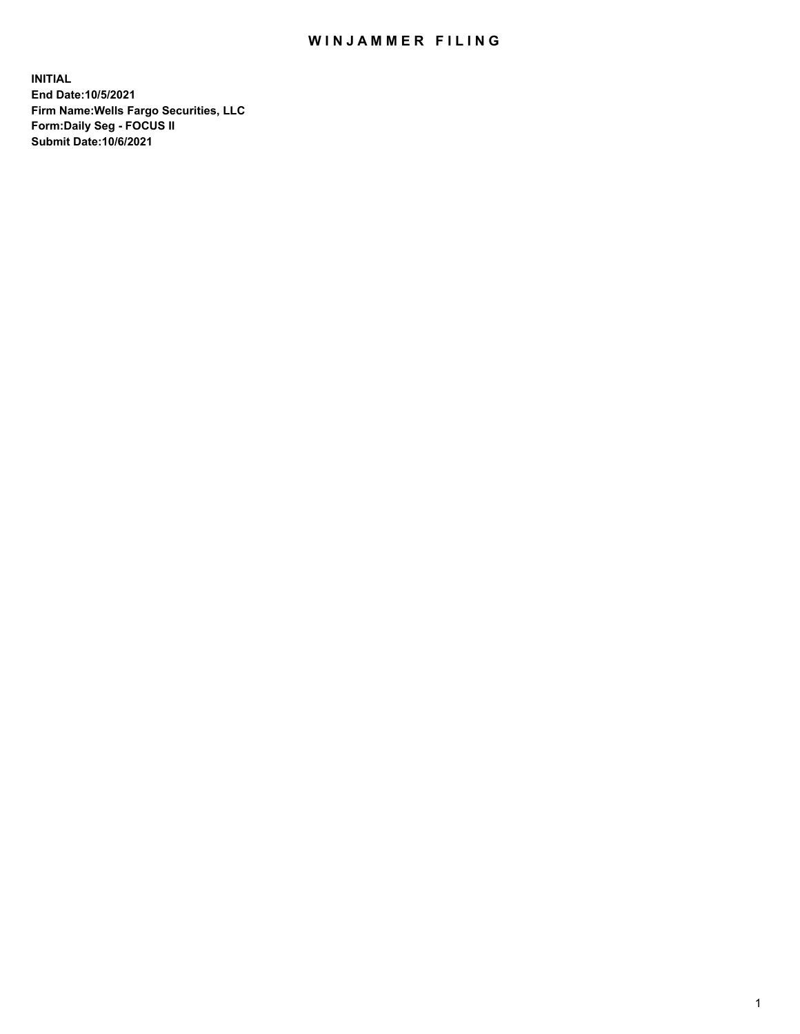# WINJAMMER FILING

**INITIAL**
**End Date:10/5/2021**
**Firm Name:Wells Fargo Securities, LLC**
**Form:Daily Seg - FOCUS II**
**Submit Date:10/6/2021**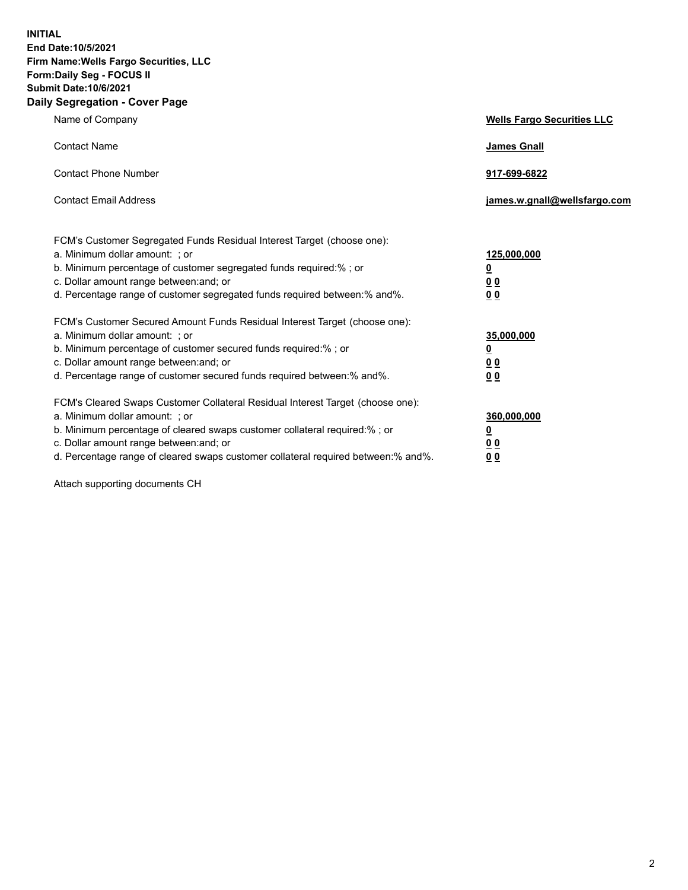**INITIAL**
**End Date:10/5/2021**
**Firm Name:Wells Fargo Securities, LLC**
**Form:Daily Seg - FOCUS II**
**Submit Date:10/6/2021**

## Daily Segregation - Cover Page

| | |
|---|---|
| Name of Company | **Wells Fargo Securities LLC** |
| Contact Name | **James Gnall** |
| Contact Phone Number | **917-699-6822** |
| Contact Email Address | **james.w.gnall@wellsfargo.com** |

| | |
|---|---|
| FCM's Customer Segregated Funds Residual Interest Target (choose one): | |
| a. Minimum dollar amount: ; or | **125,000,000** |
| b. Minimum percentage of customer segregated funds required:% ; or | **0** |
| c. Dollar amount range between:and; or | **0 0** |
| d. Percentage range of customer segregated funds required between:% and%. | **0 0** |
| FCM's Customer Secured Amount Funds Residual Interest Target (choose one): | |
| a. Minimum dollar amount: ; or | **35,000,000** |
| b. Minimum percentage of customer secured funds required:% ; or | **0** |
| c. Dollar amount range between:and; or | **0 0** |
| d. Percentage range of customer secured funds required between:% and%. | **0 0** |
| FCM's Cleared Swaps Customer Collateral Residual Interest Target (choose one): | |
| a. Minimum dollar amount: ; or | **360,000,000** |
| b. Minimum percentage of cleared swaps customer collateral required:% ; or | **0** |
| c. Dollar amount range between:and; or | **0 0** |
| d. Percentage range of cleared swaps customer collateral required between:% and%. | **0 0** |

Attach supporting documents CH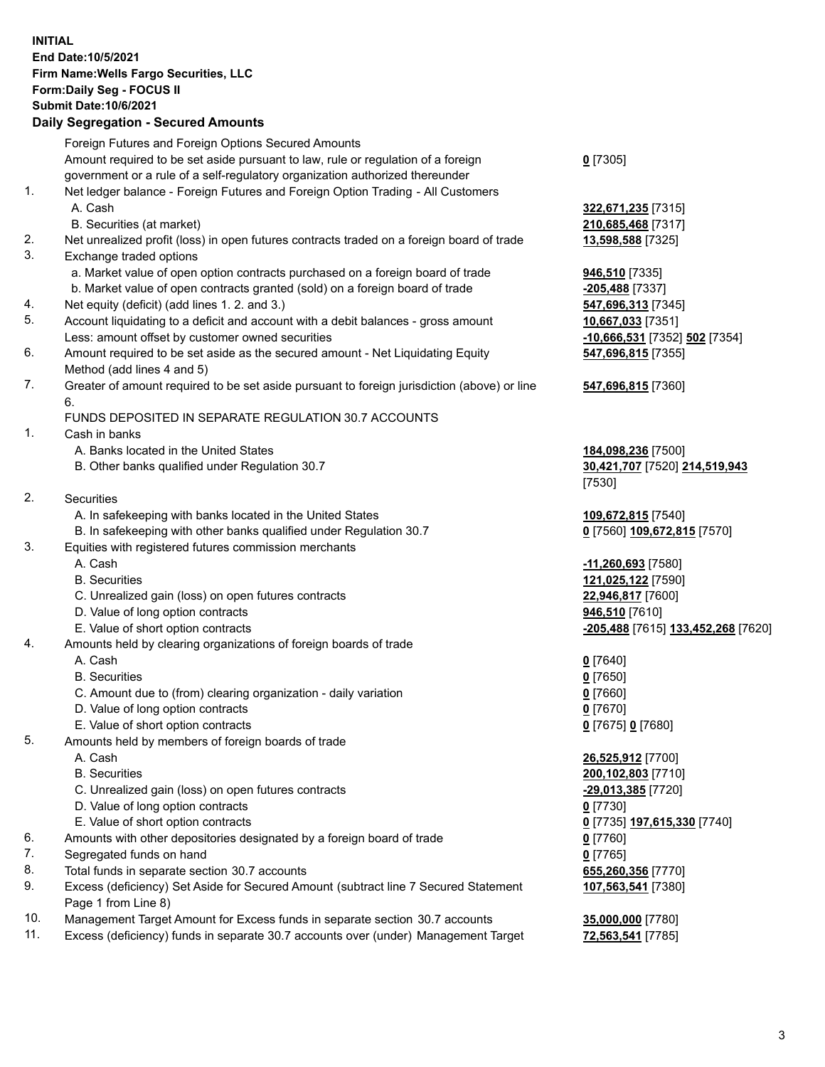**INITIAL**
**End Date:10/5/2021**
**Firm Name:Wells Fargo Securities, LLC**
**Form:Daily Seg - FOCUS II**
**Submit Date:10/6/2021**

## Daily Segregation - Secured Amounts

| | | |
|---|---|---|
| | Foreign Futures and Foreign Options Secured Amounts | |
| | Amount required to be set aside pursuant to law, rule or regulation of a foreign government or a rule of a self-regulatory organization authorized thereunder | **0** [7305] |
| 1. | Net ledger balance - Foreign Futures and Foreign Option Trading - All Customers | |
| | A. Cash | **322,671,235** [7315] |
| | B. Securities (at market) | **210,685,468** [7317] |
| 2. | Net unrealized profit (loss) in open futures contracts traded on a foreign board of trade | **13,598,588** [7325] |
| 3. | Exchange traded options | |
| | a. Market value of open option contracts purchased on a foreign board of trade | **946,510** [7335] |
| | b. Market value of open contracts granted (sold) on a foreign board of trade | **-205,488** [7337] |
| 4. | Net equity (deficit) (add lines 1. 2. and 3.) | **547,696,313** [7345] |
| 5. | Account liquidating to a deficit and account with a debit balances - gross amount | **10,667,033** [7351] |
| | Less: amount offset by customer owned securities | **-10,666,531** [7352] **502** [7354] |
| 6. | Amount required to be set aside as the secured amount - Net Liquidating Equity Method (add lines 4 and 5) | **547,696,815** [7355] |
| 7. | Greater of amount required to be set aside pursuant to foreign jurisdiction (above) or line 6. | **547,696,815** [7360] |
| | FUNDS DEPOSITED IN SEPARATE REGULATION 30.7 ACCOUNTS | |
| 1. | Cash in banks | |
| | A. Banks located in the United States | **184,098,236** [7500] |
| | B. Other banks qualified under Regulation 30.7 | **30,421,707** [7520] **214,519,943** [7530] |
| 2. | Securities | |
| | A. In safekeeping with banks located in the United States | **109,672,815** [7540] |
| | B. In safekeeping with other banks qualified under Regulation 30.7 | **0** [7560] **109,672,815** [7570] |
| 3. | Equities with registered futures commission merchants | |
| | A. Cash | **-11,260,693** [7580] |
| | B. Securities | **121,025,122** [7590] |
| | C. Unrealized gain (loss) on open futures contracts | **22,946,817** [7600] |
| | D. Value of long option contracts | **946,510** [7610] |
| | E. Value of short option contracts | **-205,488** [7615] **133,452,268** [7620] |
| 4. | Amounts held by clearing organizations of foreign boards of trade | |
| | A. Cash | **0** [7640] |
| | B. Securities | **0** [7650] |
| | C. Amount due to (from) clearing organization - daily variation | **0** [7660] |
| | D. Value of long option contracts | **0** [7670] |
| | E. Value of short option contracts | **0** [7675] **0** [7680] |
| 5. | Amounts held by members of foreign boards of trade | |
| | A. Cash | **26,525,912** [7700] |
| | B. Securities | **200,102,803** [7710] |
| | C. Unrealized gain (loss) on open futures contracts | **-29,013,385** [7720] |
| | D. Value of long option contracts | **0** [7730] |
| | E. Value of short option contracts | **0** [7735] **197,615,330** [7740] |
| 6. | Amounts with other depositories designated by a foreign board of trade | **0** [7760] |
| 7. | Segregated funds on hand | **0** [7765] |
| 8. | Total funds in separate section 30.7 accounts | **655,260,356** [7770] |
| 9. | Excess (deficiency) Set Aside for Secured Amount (subtract line 7 Secured Statement Page 1 from Line 8) | **107,563,541** [7380] |
| 10. | Management Target Amount for Excess funds in separate section 30.7 accounts | **35,000,000** [7780] |
| 11. | Excess (deficiency) funds in separate 30.7 accounts over (under) Management Target | **72,563,541** [7785] |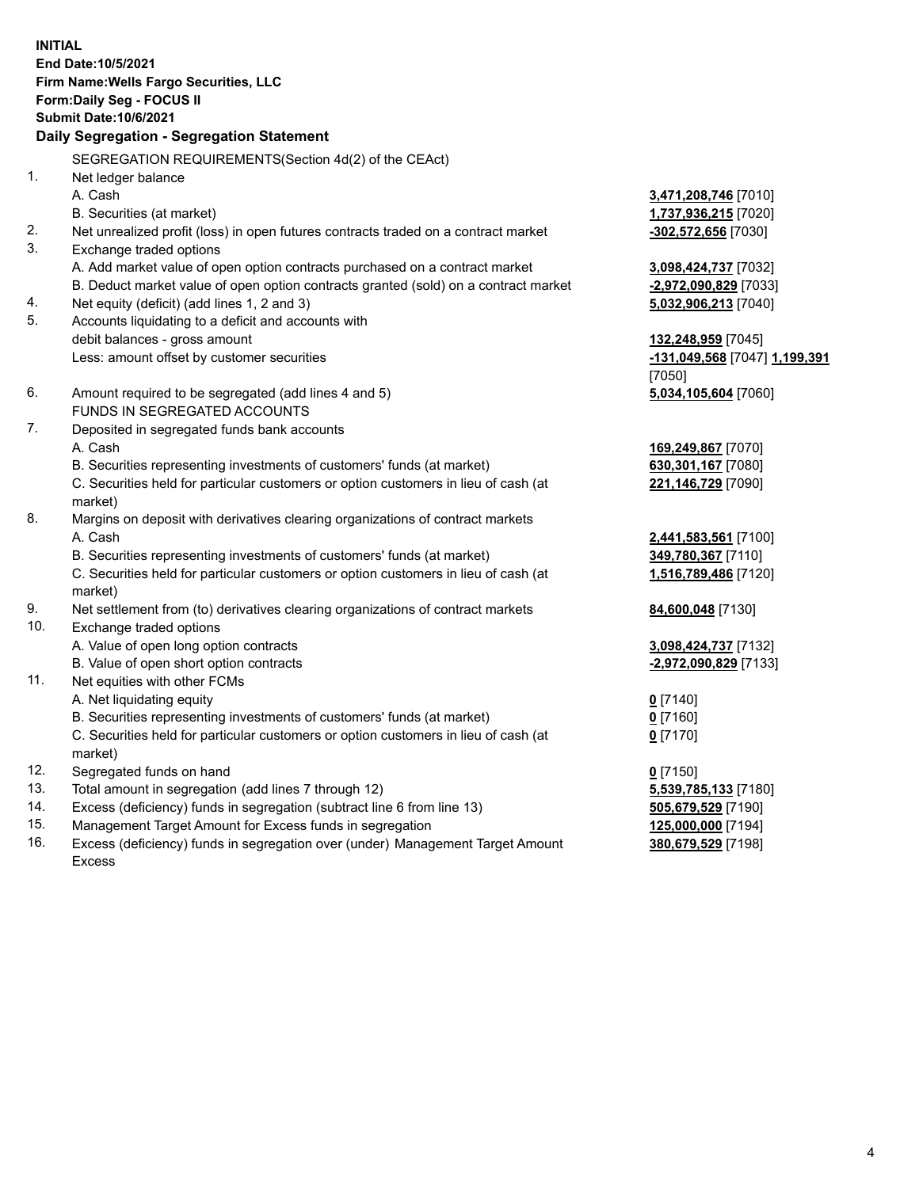**INITIAL**
**End Date:10/5/2021**
**Firm Name:Wells Fargo Securities, LLC**
**Form:Daily Seg - FOCUS II**
**Submit Date:10/6/2021**

**Daily Segregation - Segregation Statement**

SEGREGATION REQUIREMENTS(Section 4d(2) of the CEAct)

| | | |
|---|---|---|
| 1. | Net ledger balance | |
| | A. Cash | **3,471,208,746** [7010] |
| | B. Securities (at market) | **1,737,936,215** [7020] |
| 2. | Net unrealized profit (loss) in open futures contracts traded on a contract market | **-302,572,656** [7030] |
| 3. | Exchange traded options | |
| | A. Add market value of open option contracts purchased on a contract market | **3,098,424,737** [7032] |
| | B. Deduct market value of open option contracts granted (sold) on a contract market | **-2,972,090,829** [7033] |
| 4. | Net equity (deficit) (add lines 1, 2 and 3) | **5,032,906,213** [7040] |
| 5. | Accounts liquidating to a deficit and accounts with debit balances - gross amount | **132,248,959** [7045] |
| | Less: amount offset by customer securities | **-131,049,568** [7047] **1,199,391** [7050] |
| 6. | Amount required to be segregated (add lines 4 and 5) | **5,034,105,604** [7060] |
| | FUNDS IN SEGREGATED ACCOUNTS | |
| 7. | Deposited in segregated funds bank accounts | |
| | A. Cash | **169,249,867** [7070] |
| | B. Securities representing investments of customers' funds (at market) | **630,301,167** [7080] |
| | C. Securities held for particular customers or option customers in lieu of cash (at market) | **221,146,729** [7090] |
| 8. | Margins on deposit with derivatives clearing organizations of contract markets | |
| | A. Cash | **2,441,583,561** [7100] |
| | B. Securities representing investments of customers' funds (at market) | **349,780,367** [7110] |
| | C. Securities held for particular customers or option customers in lieu of cash (at market) | **1,516,789,486** [7120] |
| 9. | Net settlement from (to) derivatives clearing organizations of contract markets | **84,600,048** [7130] |
| 10. | Exchange traded options | |
| | A. Value of open long option contracts | **3,098,424,737** [7132] |
| | B. Value of open short option contracts | **-2,972,090,829** [7133] |
| 11. | Net equities with other FCMs | |
| | A. Net liquidating equity | **0** [7140] |
| | B. Securities representing investments of customers' funds (at market) | **0** [7160] |
| | C. Securities held for particular customers or option customers in lieu of cash (at market) | **0** [7170] |
| 12. | Segregated funds on hand | **0** [7150] |
| 13. | Total amount in segregation (add lines 7 through 12) | **5,539,785,133** [7180] |
| 14. | Excess (deficiency) funds in segregation (subtract line 6 from line 13) | **505,679,529** [7190] |
| 15. | Management Target Amount for Excess funds in segregation | **125,000,000** [7194] |
| 16. | Excess (deficiency) funds in segregation over (under) Management Target Amount Excess | **380,679,529** [7198] |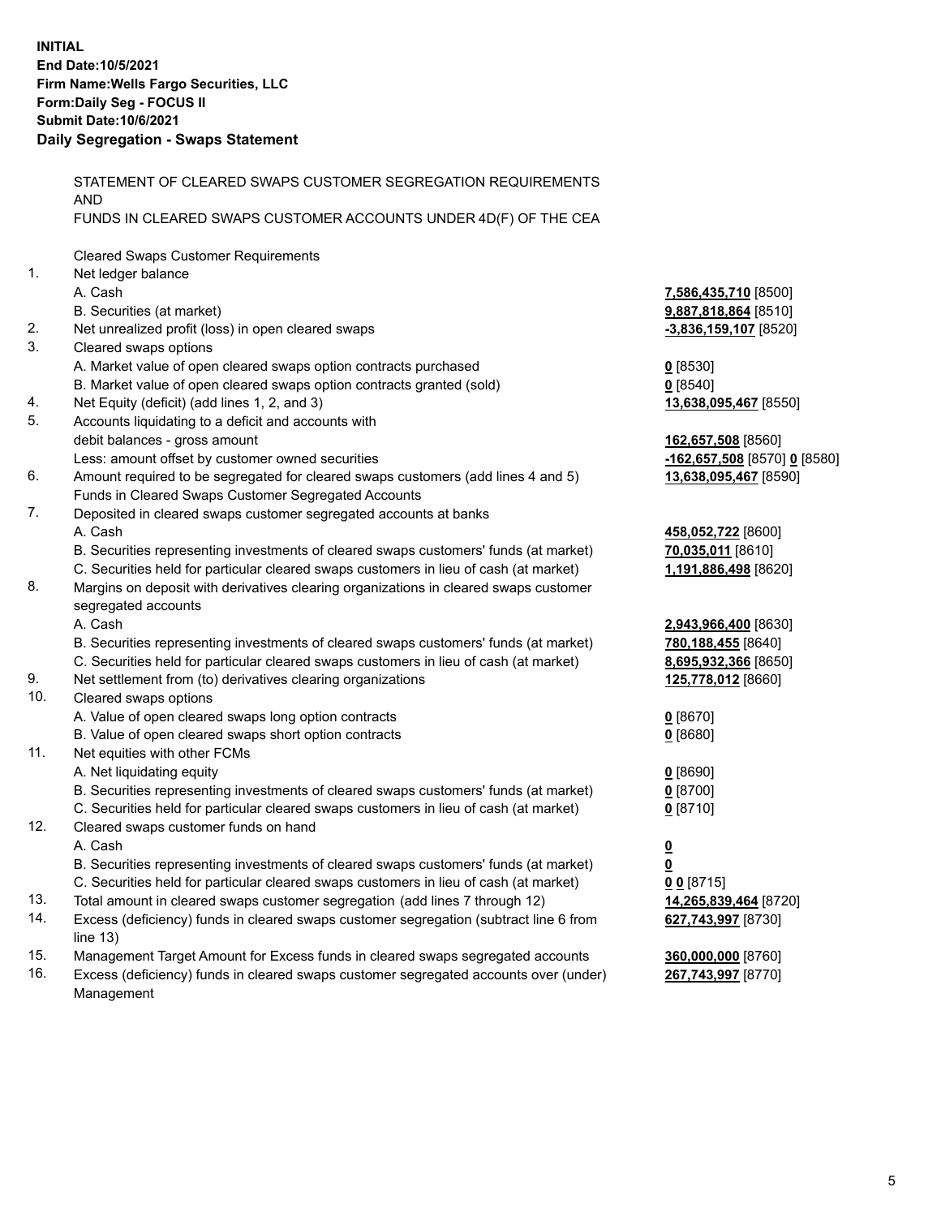**INITIAL**
**End Date:10/5/2021**
**Firm Name:Wells Fargo Securities, LLC**
**Form:Daily Seg - FOCUS II**
**Submit Date:10/6/2021**
**Daily Segregation - Swaps Statement**

STATEMENT OF CLEARED SWAPS CUSTOMER SEGREGATION REQUIREMENTS AND FUNDS IN CLEARED SWAPS CUSTOMER ACCOUNTS UNDER 4D(F) OF THE CEA

| | | |
|---|---|---|
| | Cleared Swaps Customer Requirements | |
| 1. | Net ledger balance | |
| | A. Cash | 7,586,435,710 [8500] |
| | B. Securities (at market) | 9,887,818,864 [8510] |
| 2. | Net unrealized profit (loss) in open cleared swaps | -3,836,159,107 [8520] |
| 3. | Cleared swaps options | |
| | A. Market value of open cleared swaps option contracts purchased | 0 [8530] |
| | B. Market value of open cleared swaps option contracts granted (sold) | 0 [8540] |
| 4. | Net Equity (deficit) (add lines 1, 2, and 3) | 13,638,095,467 [8550] |
| 5. | Accounts liquidating to a deficit and accounts with debit balances - gross amount | 162,657,508 [8560] |
| | Less: amount offset by customer owned securities | -162,657,508 [8570] 0 [8580] |
| 6. | Amount required to be segregated for cleared swaps customers (add lines 4 and 5) | 13,638,095,467 [8590] |
| | Funds in Cleared Swaps Customer Segregated Accounts | |
| 7. | Deposited in cleared swaps customer segregated accounts at banks | |
| | A. Cash | 458,052,722 [8600] |
| | B. Securities representing investments of cleared swaps customers' funds (at market) | 70,035,011 [8610] |
| | C. Securities held for particular cleared swaps customers in lieu of cash (at market) | 1,191,886,498 [8620] |
| 8. | Margins on deposit with derivatives clearing organizations in cleared swaps customer segregated accounts | |
| | A. Cash | 2,943,966,400 [8630] |
| | B. Securities representing investments of cleared swaps customers' funds (at market) | 780,188,455 [8640] |
| | C. Securities held for particular cleared swaps customers in lieu of cash (at market) | 8,695,932,366 [8650] |
| 9. | Net settlement from (to) derivatives clearing organizations | 125,778,012 [8660] |
| 10. | Cleared swaps options | |
| | A. Value of open cleared swaps long option contracts | 0 [8670] |
| | B. Value of open cleared swaps short option contracts | 0 [8680] |
| 11. | Net equities with other FCMs | |
| | A. Net liquidating equity | 0 [8690] |
| | B. Securities representing investments of cleared swaps customers' funds (at market) | 0 [8700] |
| | C. Securities held for particular cleared swaps customers in lieu of cash (at market) | 0 [8710] |
| 12. | Cleared swaps customer funds on hand | |
| | A. Cash | 0 |
| | B. Securities representing investments of cleared swaps customers' funds (at market) | 0 |
| | C. Securities held for particular cleared swaps customers in lieu of cash (at market) | 0 0 [8715] |
| 13. | Total amount in cleared swaps customer segregation (add lines 7 through 12) | 14,265,839,464 [8720] |
| 14. | Excess (deficiency) funds in cleared swaps customer segregation (subtract line 6 from line 13) | 627,743,997 [8730] |
| 15. | Management Target Amount for Excess funds in cleared swaps segregated accounts | 360,000,000 [8760] |
| 16. | Excess (deficiency) funds in cleared swaps customer segregated accounts over (under) Management | 267,743,997 [8770] |